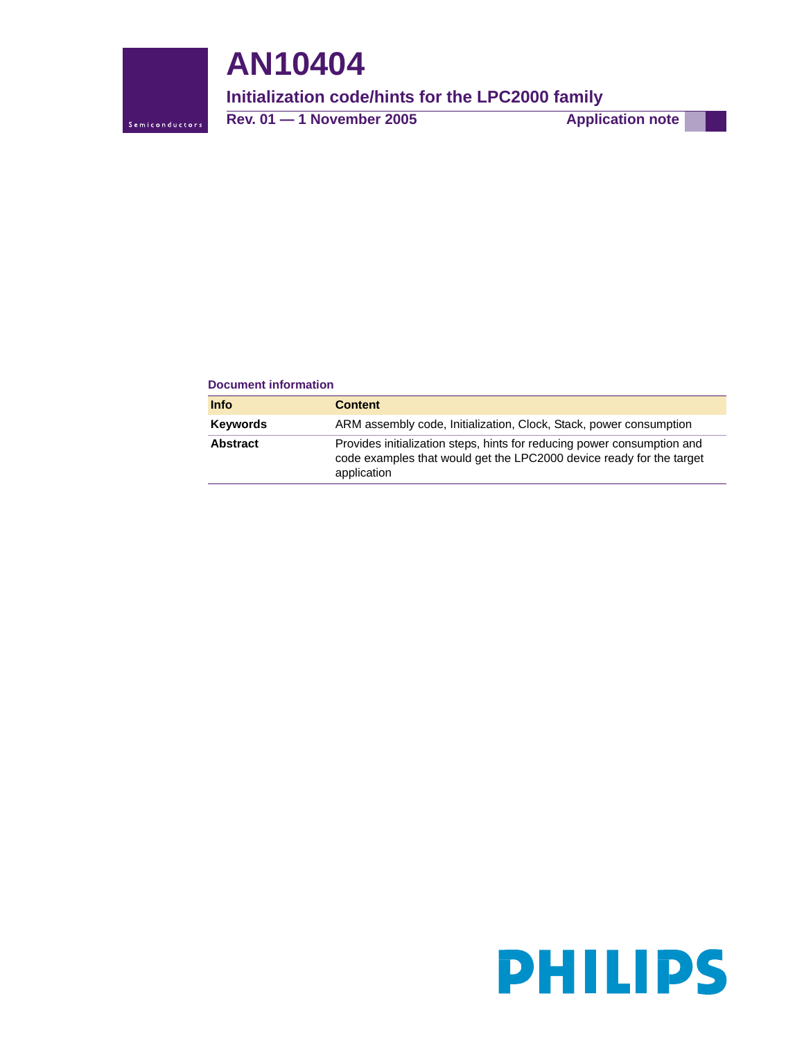# AN10404

## Initialization code/hints for the LPC2000 family

**Rev. 01 — 1 November 2005** **Application note**

### Document information

| Info | Content |
|---|---|
| **Keywords** | ARM assembly code, Initialization, Clock, Stack, power consumption |
| **Abstract** | Provides initialization steps, hints for reducing power consumption and code examples that would get the LPC2000 device ready for the target application |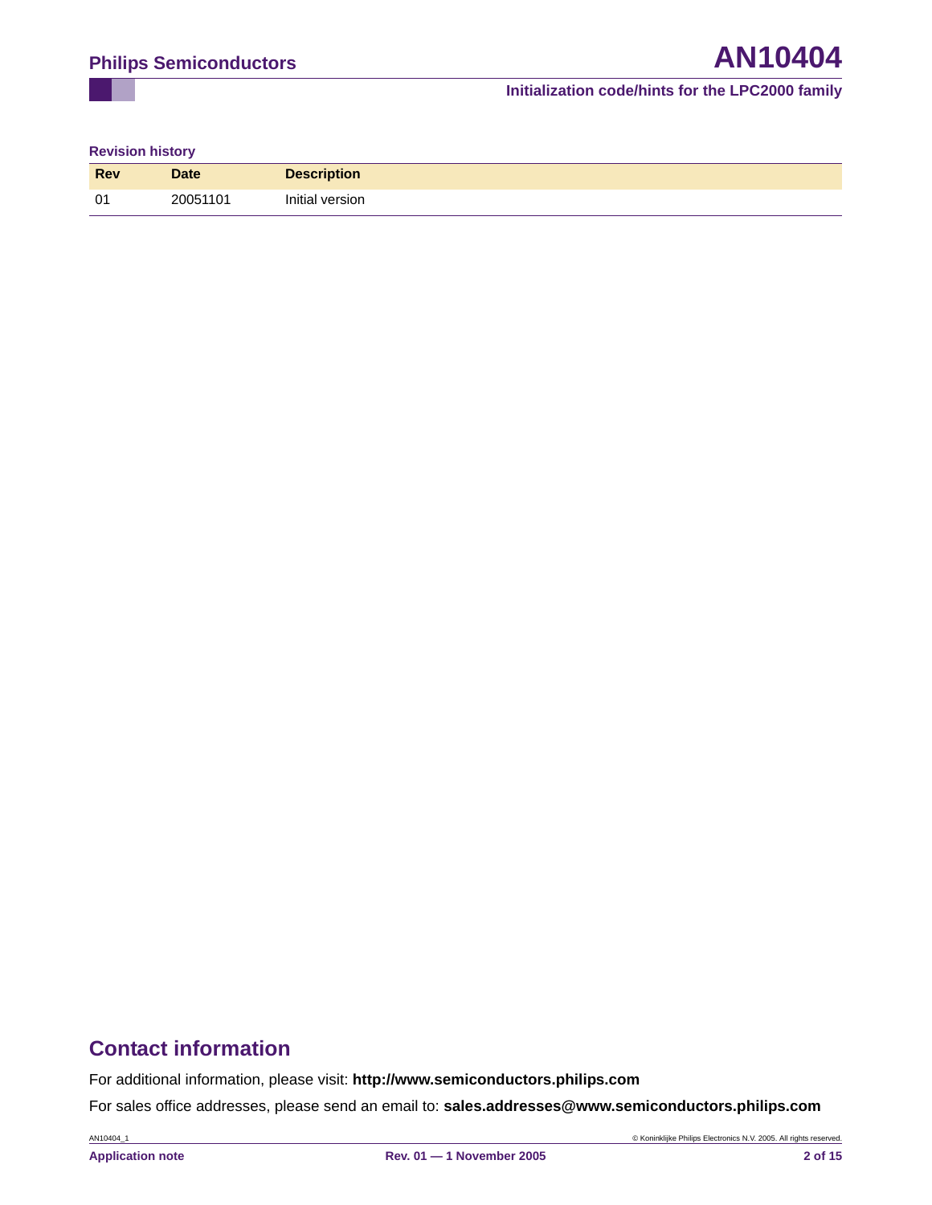**Revision history**

| Rev | Date | Description |
|---|---|---|
| 01 | 20051101 | Initial version |

## Contact information

For additional information, please visit: **http://www.semiconductors.philips.com**

For sales office addresses, please send an email to: **sales.addresses@www.semiconductors.philips.com**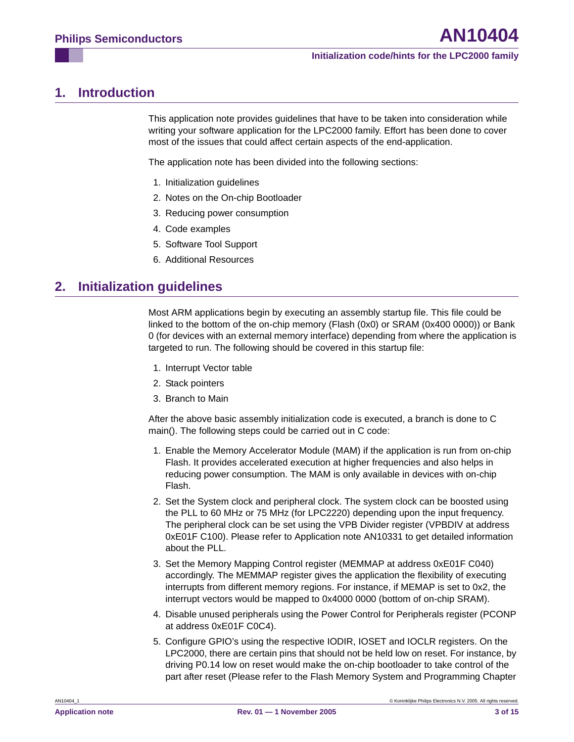## 1. Introduction

This application note provides guidelines that have to be taken into consideration while writing your software application for the LPC2000 family. Effort has been done to cover most of the issues that could affect certain aspects of the end-application.

The application note has been divided into the following sections:

1. Initialization guidelines
2. Notes on the On-chip Bootloader
3. Reducing power consumption
4. Code examples
5. Software Tool Support
6. Additional Resources

## 2. Initialization guidelines

Most ARM applications begin by executing an assembly startup file. This file could be linked to the bottom of the on-chip memory (Flash (0x0) or SRAM (0x400 0000)) or Bank 0 (for devices with an external memory interface) depending from where the application is targeted to run. The following should be covered in this startup file:

1. Interrupt Vector table
2. Stack pointers
3. Branch to Main

After the above basic assembly initialization code is executed, a branch is done to C main(). The following steps could be carried out in C code:

1. Enable the Memory Accelerator Module (MAM) if the application is run from on-chip Flash. It provides accelerated execution at higher frequencies and also helps in reducing power consumption. The MAM is only available in devices with on-chip Flash.
2. Set the System clock and peripheral clock. The system clock can be boosted using the PLL to 60 MHz or 75 MHz (for LPC2220) depending upon the input frequency. The peripheral clock can be set using the VPB Divider register (VPBDIV at address 0xE01F C100). Please refer to Application note AN10331 to get detailed information about the PLL.
3. Set the Memory Mapping Control register (MEMMAP at address 0xE01F C040) accordingly. The MEMMAP register gives the application the flexibility of executing interrupts from different memory regions. For instance, if MEMAP is set to 0x2, the interrupt vectors would be mapped to 0x4000 0000 (bottom of on-chip SRAM).
4. Disable unused peripherals using the Power Control for Peripherals register (PCONP at address 0xE01F C0C4).
5. Configure GPIO's using the respective IODIR, IOSET and IOCLR registers. On the LPC2000, there are certain pins that should not be held low on reset. For instance, by driving P0.14 low on reset would make the on-chip bootloader to take control of the part after reset (Please refer to the Flash Memory System and Programming Chapter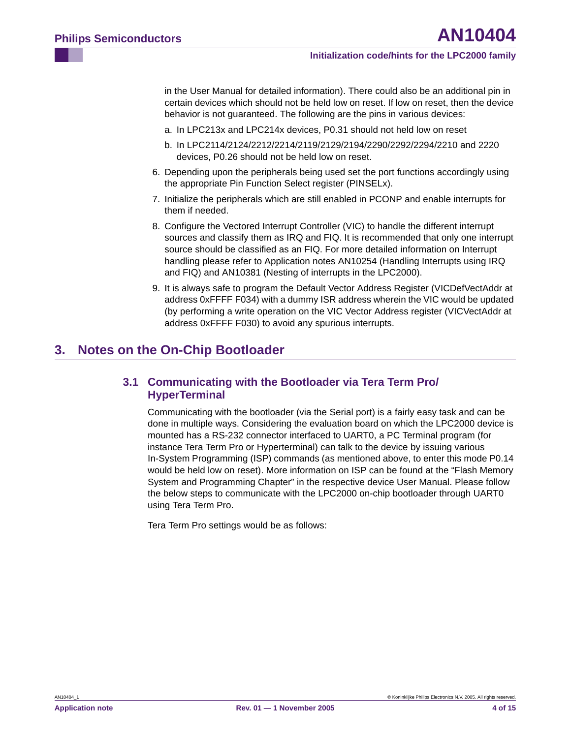in the User Manual for detailed information). There could also be an additional pin in certain devices which should not be held low on reset. If low on reset, then the device behavior is not guaranteed. The following are the pins in various devices:

a. In LPC213x and LPC214x devices, P0.31 should not held low on reset

b. In LPC2114/2124/2212/2214/2119/2129/2194/2290/2292/2294/2210 and 2220 devices, P0.26 should not be held low on reset.

6. Depending upon the peripherals being used set the port functions accordingly using the appropriate Pin Function Select register (PINSELx).
7. Initialize the peripherals which are still enabled in PCONP and enable interrupts for them if needed.
8. Configure the Vectored Interrupt Controller (VIC) to handle the different interrupt sources and classify them as IRQ and FIQ. It is recommended that only one interrupt source should be classified as an FIQ. For more detailed information on Interrupt handling please refer to Application notes AN10254 (Handling Interrupts using IRQ and FIQ) and AN10381 (Nesting of interrupts in the LPC2000).
9. It is always safe to program the Default Vector Address Register (VICDefVectAddr at address 0xFFFF F034) with a dummy ISR address wherein the VIC would be updated (by performing a write operation on the VIC Vector Address register (VICVectAddr at address 0xFFFF F030) to avoid any spurious interrupts.

# 3. Notes on the On-Chip Bootloader

## 3.1 Communicating with the Bootloader via Tera Term Pro/ HyperTerminal

Communicating with the bootloader (via the Serial port) is a fairly easy task and can be done in multiple ways. Considering the evaluation board on which the LPC2000 device is mounted has a RS-232 connector interfaced to UART0, a PC Terminal program (for instance Tera Term Pro or Hyperterminal) can talk to the device by issuing various In-System Programming (ISP) commands (as mentioned above, to enter this mode P0.14 would be held low on reset). More information on ISP can be found at the “Flash Memory System and Programming Chapter” in the respective device User Manual. Please follow the below steps to communicate with the LPC2000 on-chip bootloader through UART0 using Tera Term Pro.

Tera Term Pro settings would be as follows: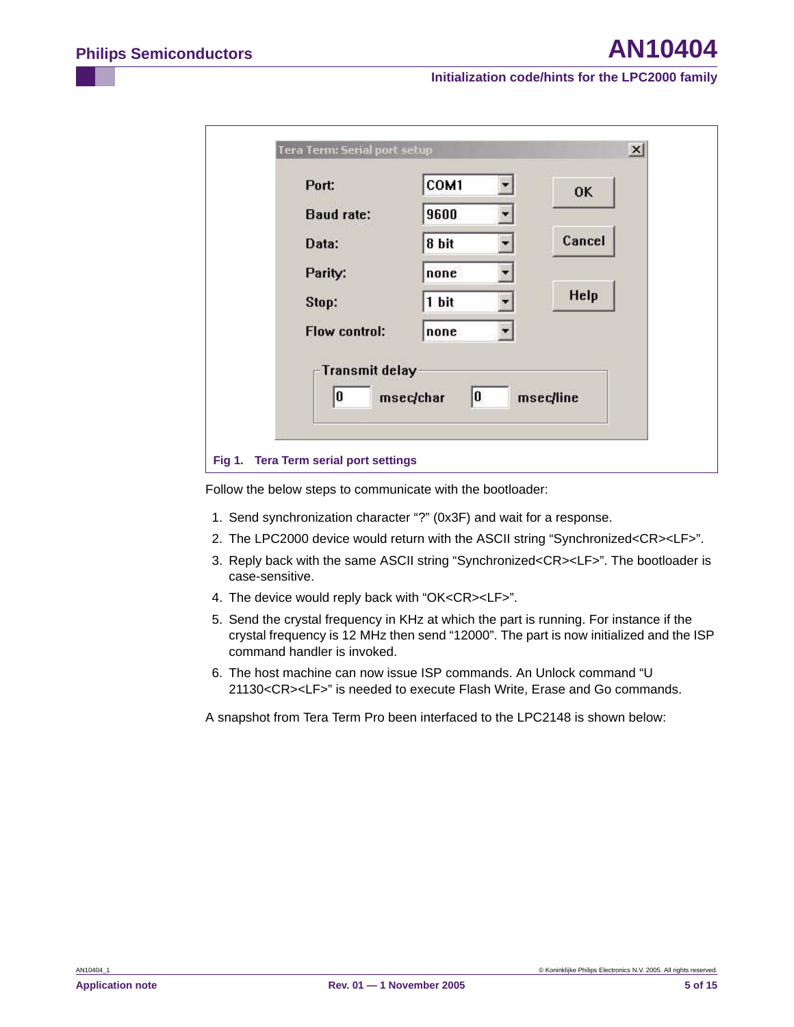Fig 1. Tera Term serial port settings

Follow the below steps to communicate with the bootloader:

1. Send synchronization character “?” (0x3F) and wait for a response.
2. The LPC2000 device would return with the ASCII string “Synchronized<CR><LF>”.
3. Reply back with the same ASCII string “Synchronized<CR><LF>”. The bootloader is case-sensitive.
4. The device would reply back with “OK<CR><LF>”.
5. Send the crystal frequency in KHz at which the part is running. For instance if the crystal frequency is 12 MHz then send “12000”. The part is now initialized and the ISP command handler is invoked.
6. The host machine can now issue ISP commands. An Unlock command “U 21130<CR><LF>” is needed to execute Flash Write, Erase and Go commands.

A snapshot from Tera Term Pro been interfaced to the LPC2148 is shown below: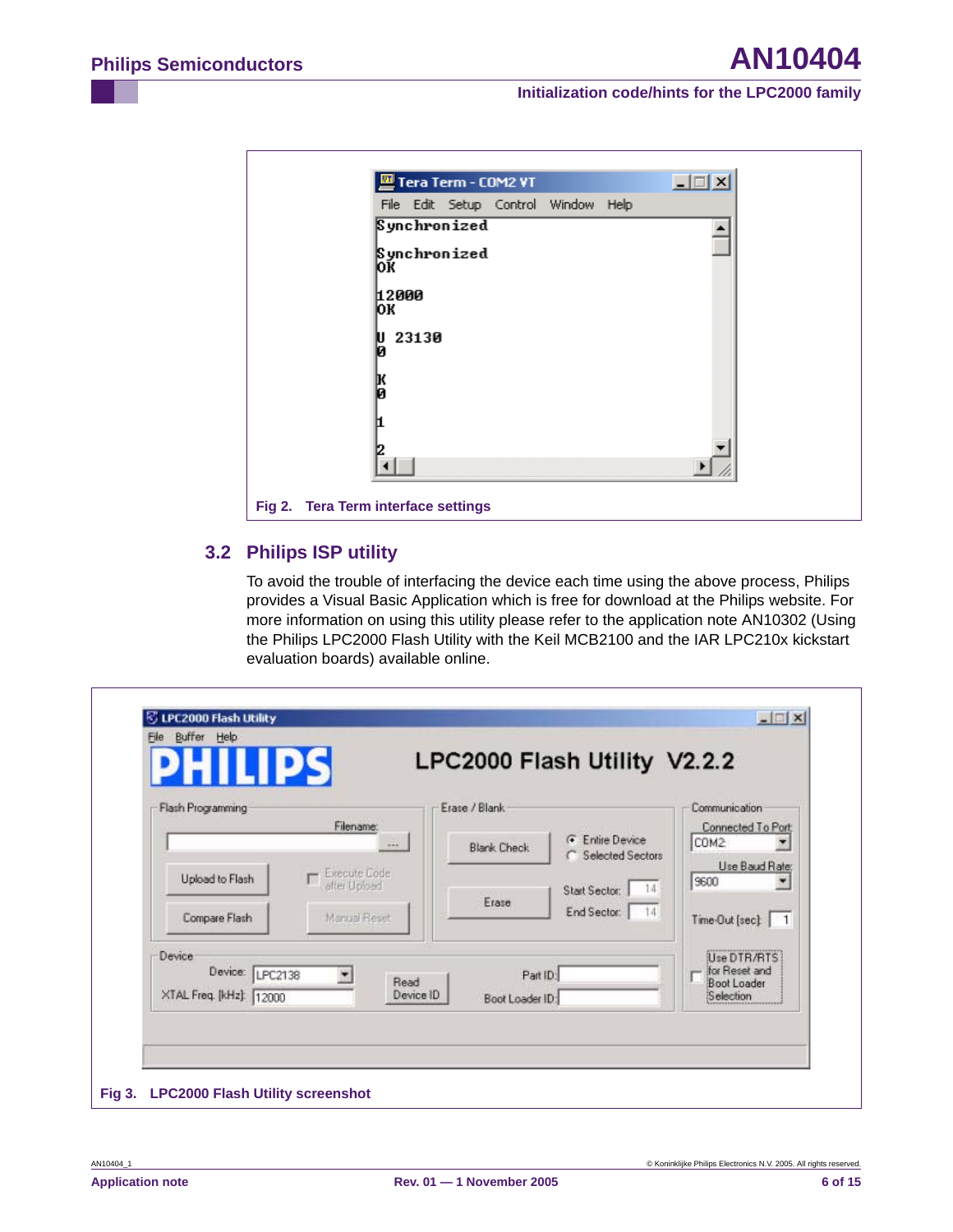Fig 2. Tera Term interface settings

### 3.2 Philips ISP utility

To avoid the trouble of interfacing the device each time using the above process, Philips provides a Visual Basic Application which is free for download at the Philips website. For more information on using this utility please refer to the application note AN10302 (Using the Philips LPC2000 Flash Utility with the Keil MCB2100 and the IAR LPC210x kickstart evaluation boards) available online.

Fig 3. LPC2000 Flash Utility screenshot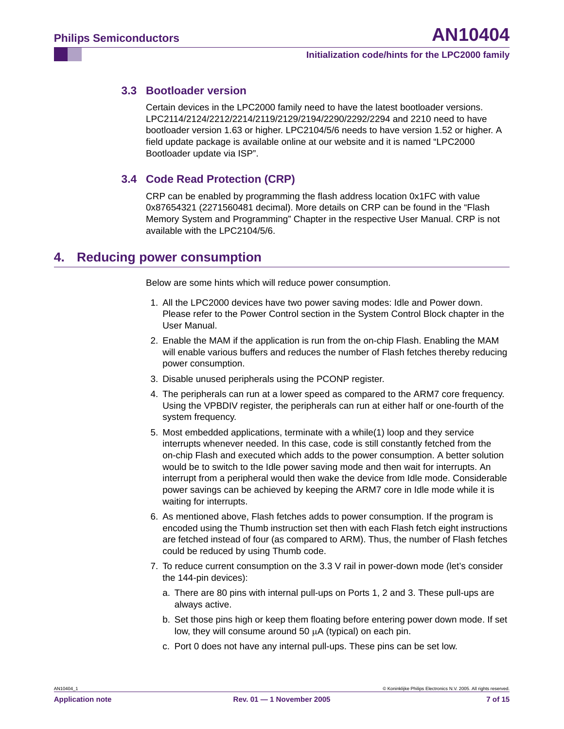### 3.3 Bootloader version

Certain devices in the LPC2000 family need to have the latest bootloader versions. LPC2114/2124/2212/2214/2119/2129/2194/2290/2292/2294 and 2210 need to have bootloader version 1.63 or higher. LPC2104/5/6 needs to have version 1.52 or higher. A field update package is available online at our website and it is named “LPC2000 Bootloader update via ISP”.

### 3.4 Code Read Protection (CRP)

CRP can be enabled by programming the flash address location 0x1FC with value 0x87654321 (2271560481 decimal). More details on CRP can be found in the “Flash Memory System and Programming” Chapter in the respective User Manual. CRP is not available with the LPC2104/5/6.

## 4. Reducing power consumption

Below are some hints which will reduce power consumption.

1. All the LPC2000 devices have two power saving modes: Idle and Power down. Please refer to the Power Control section in the System Control Block chapter in the User Manual.
2. Enable the MAM if the application is run from the on-chip Flash. Enabling the MAM will enable various buffers and reduces the number of Flash fetches thereby reducing power consumption.
3. Disable unused peripherals using the PCONP register.
4. The peripherals can run at a lower speed as compared to the ARM7 core frequency. Using the VPBDIV register, the peripherals can run at either half or one-fourth of the system frequency.
5. Most embedded applications, terminate with a while(1) loop and they service interrupts whenever needed. In this case, code is still constantly fetched from the on-chip Flash and executed which adds to the power consumption. A better solution would be to switch to the Idle power saving mode and then wait for interrupts. An interrupt from a peripheral would then wake the device from Idle mode. Considerable power savings can be achieved by keeping the ARM7 core in Idle mode while it is waiting for interrupts.
6. As mentioned above, Flash fetches adds to power consumption. If the program is encoded using the Thumb instruction set then with each Flash fetch eight instructions are fetched instead of four (as compared to ARM). Thus, the number of Flash fetches could be reduced by using Thumb code.
7. To reduce current consumption on the 3.3 V rail in power-down mode (let’s consider the 144-pin devices):
   a. There are 80 pins with internal pull-ups on Ports 1, 2 and 3. These pull-ups are always active.
   b. Set those pins high or keep them floating before entering power down mode. If set low, they will consume around 50 μA (typical) on each pin.
   c. Port 0 does not have any internal pull-ups. These pins can be set low.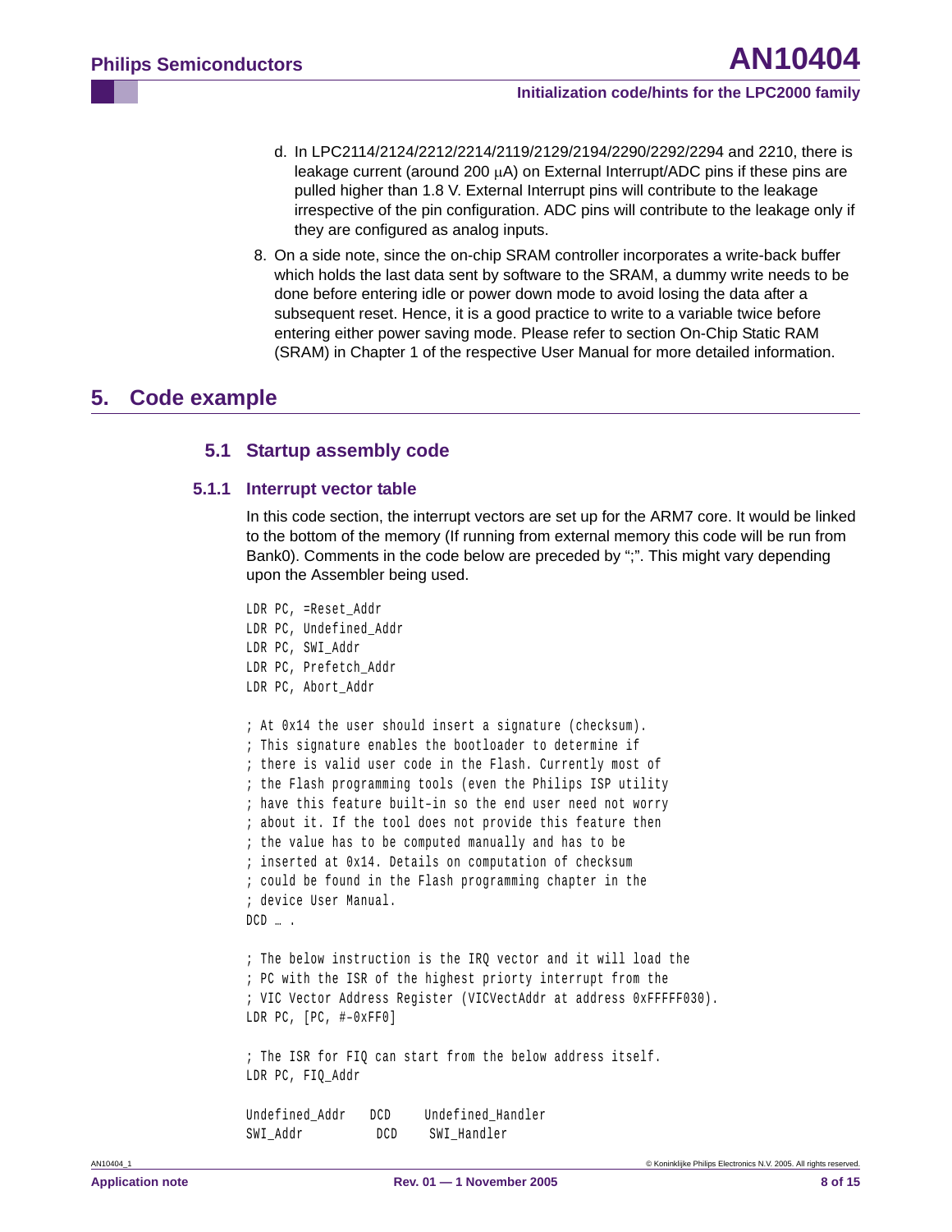d. In LPC2114/2124/2212/2214/2119/2129/2194/2290/2292/2294 and 2210, there is leakage current (around 200 μA) on External Interrupt/ADC pins if these pins are pulled higher than 1.8 V. External Interrupt pins will contribute to the leakage irrespective of the pin configuration. ADC pins will contribute to the leakage only if they are configured as analog inputs.

8. On a side note, since the on-chip SRAM controller incorporates a write-back buffer which holds the last data sent by software to the SRAM, a dummy write needs to be done before entering idle or power down mode to avoid losing the data after a subsequent reset. Hence, it is a good practice to write to a variable twice before entering either power saving mode. Please refer to section On-Chip Static RAM (SRAM) in Chapter 1 of the respective User Manual for more detailed information.

# 5. Code example

## 5.1 Startup assembly code

### 5.1.1 Interrupt vector table

In this code section, the interrupt vectors are set up for the ARM7 core. It would be linked to the bottom of the memory (If running from external memory this code will be run from Bank0). Comments in the code below are preceded by ";". This might vary depending upon the Assembler being used.

```
LDR PC, =Reset_Addr
LDR PC, Undefined_Addr
LDR PC, SWI_Addr
LDR PC, Prefetch_Addr
LDR PC, Abort_Addr

; At 0x14 the user should insert a signature (checksum).
; This signature enables the bootloader to determine if
; there is valid user code in the Flash. Currently most of
; the Flash programming tools (even the Philips ISP utility
; have this feature built-in so the end user need not worry
; about it. If the tool does not provide this feature then
; the value has to be computed manually and has to be
; inserted at 0x14. Details on computation of checksum
; could be found in the Flash programming chapter in the
; device User Manual.
DCD … .

; The below instruction is the IRQ vector and it will load the
; PC with the ISR of the highest priorty interrupt from the
; VIC Vector Address Register (VICVectAddr at address 0xFFFFF030).
LDR PC, [PC, #-0xFF0]

; The ISR for FIQ can start from the below address itself.
LDR PC, FIQ_Addr

Undefined_Addr    DCD     Undefined_Handler
SWI_Addr          DCD     SWI_Handler
```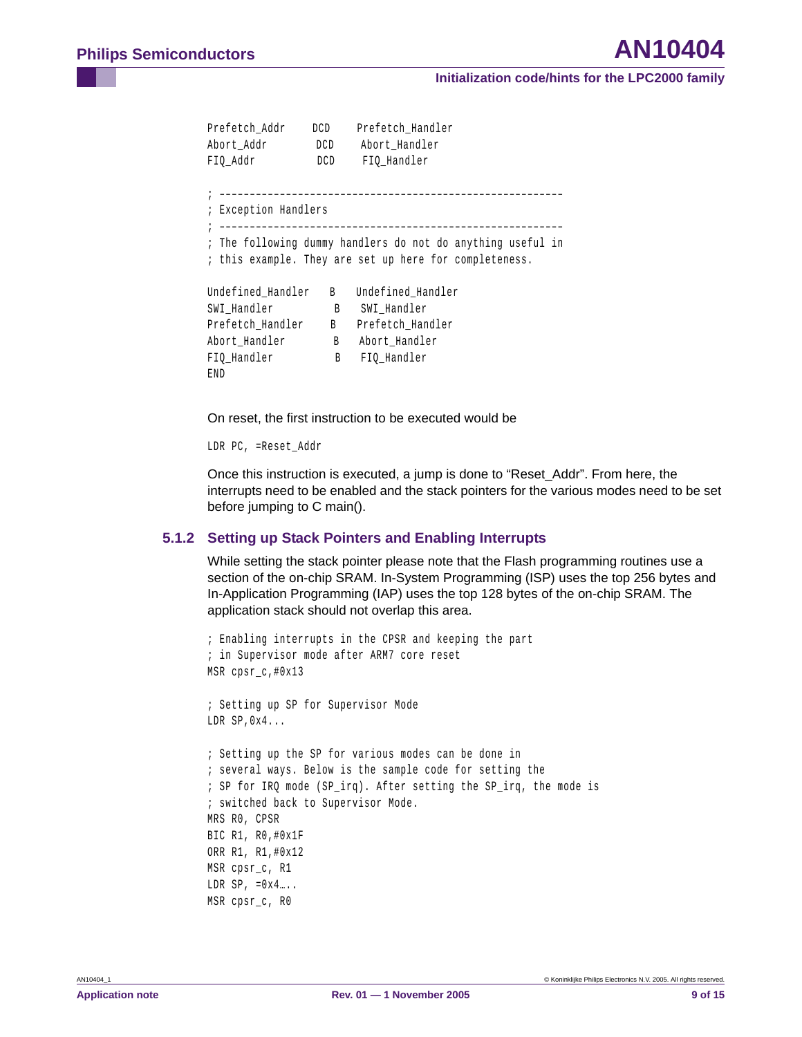```
Prefetch_Addr     DCD     Prefetch_Handler
Abort_Addr        DCD     Abort_Handler
FIQ_Addr          DCD     FIQ_Handler

; ---------------------------------------------------------
; Exception Handlers
; ---------------------------------------------------------
; The following dummy handlers do not do anything useful in
; this example. They are set up here for completeness.

Undefined_Handler    B    Undefined_Handler
SWI_Handler          B    SWI_Handler
Prefetch_Handler     B    Prefetch_Handler
Abort_Handler        B    Abort_Handler
FIQ_Handler          B    FIQ_Handler
END
```

On reset, the first instruction to be executed would be

```
LDR PC, =Reset_Addr
```

Once this instruction is executed, a jump is done to "Reset_Addr". From here, the interrupts need to be enabled and the stack pointers for the various modes need to be set before jumping to C main().

### 5.1.2 Setting up Stack Pointers and Enabling Interrupts

While setting the stack pointer please note that the Flash programming routines use a section of the on-chip SRAM. In-System Programming (ISP) uses the top 256 bytes and In-Application Programming (IAP) uses the top 128 bytes of the on-chip SRAM. The application stack should not overlap this area.

```
; Enabling interrupts in the CPSR and keeping the part
; in Supervisor mode after ARM7 core reset
MSR cpsr_c,#0x13

; Setting up SP for Supervisor Mode
LDR SP,0x4...

; Setting up the SP for various modes can be done in
; several ways. Below is the sample code for setting the
; SP for IRQ mode (SP_irq). After setting the SP_irq, the mode is
; switched back to Supervisor Mode.
MRS R0, CPSR
BIC R1, R0,#0x1F
ORR R1, R1,#0x12
MSR cpsr_c, R1
LDR SP, =0x4…..
MSR cpsr_c, R0
```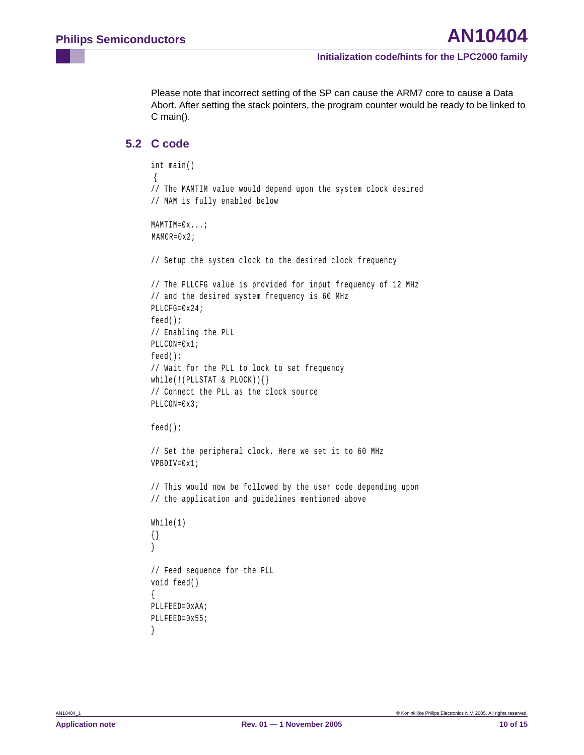Please note that incorrect setting of the SP can cause the ARM7 core to cause a Data Abort. After setting the stack pointers, the program counter would be ready to be linked to C main().

### 5.2 C code

```
int main()
 {
// The MAMTIM value would depend upon the system clock desired
// MAM is fully enabled below

MAMTIM=0x...;
 MAMCR=0x2;

// Setup the system clock to the desired clock frequency

// The PLLCFG value is provided for input frequency of 12 MHz
// and the desired system frequency is 60 MHz
PLLCFG=0x24;
feed();
// Enabling the PLL
PLLCON=0x1;
feed();
// Wait for the PLL to lock to set frequency
while(!(PLLSTAT & PLOCK)){}
// Connect the PLL as the clock source
PLLCON=0x3;

feed();

// Set the peripheral clock. Here we set it to 60 MHz
VPBDIV=0x1;

// This would now be followed by the user code depending upon
// the application and guidelines mentioned above

While(1)
{}
}

// Feed sequence for the PLL
void feed()
{
PLLFEED=0xAA;
PLLFEED=0x55;
}
```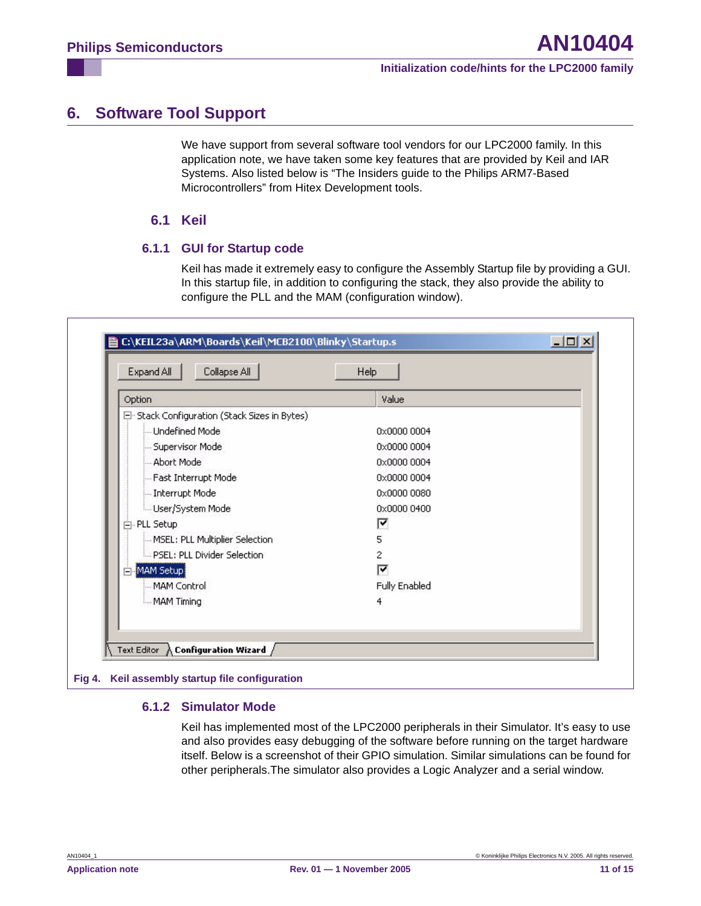# 6. Software Tool Support

We have support from several software tool vendors for our LPC2000 family. In this application note, we have taken some key features that are provided by Keil and IAR Systems. Also listed below is "The Insiders guide to the Philips ARM7-Based Microcontrollers" from Hitex Development tools.

## 6.1 Keil

### 6.1.1 GUI for Startup code

Keil has made it extremely easy to configure the Assembly Startup file by providing a GUI. In this startup file, in addition to configuring the stack, they also provide the ability to configure the PLL and the MAM (configuration window).

Fig 4. Keil assembly startup file configuration

### 6.1.2 Simulator Mode

Keil has implemented most of the LPC2000 peripherals in their Simulator. It's easy to use and also provides easy debugging of the software before running on the target hardware itself. Below is a screenshot of their GPIO simulation. Similar simulations can be found for other peripherals.The simulator also provides a Logic Analyzer and a serial window.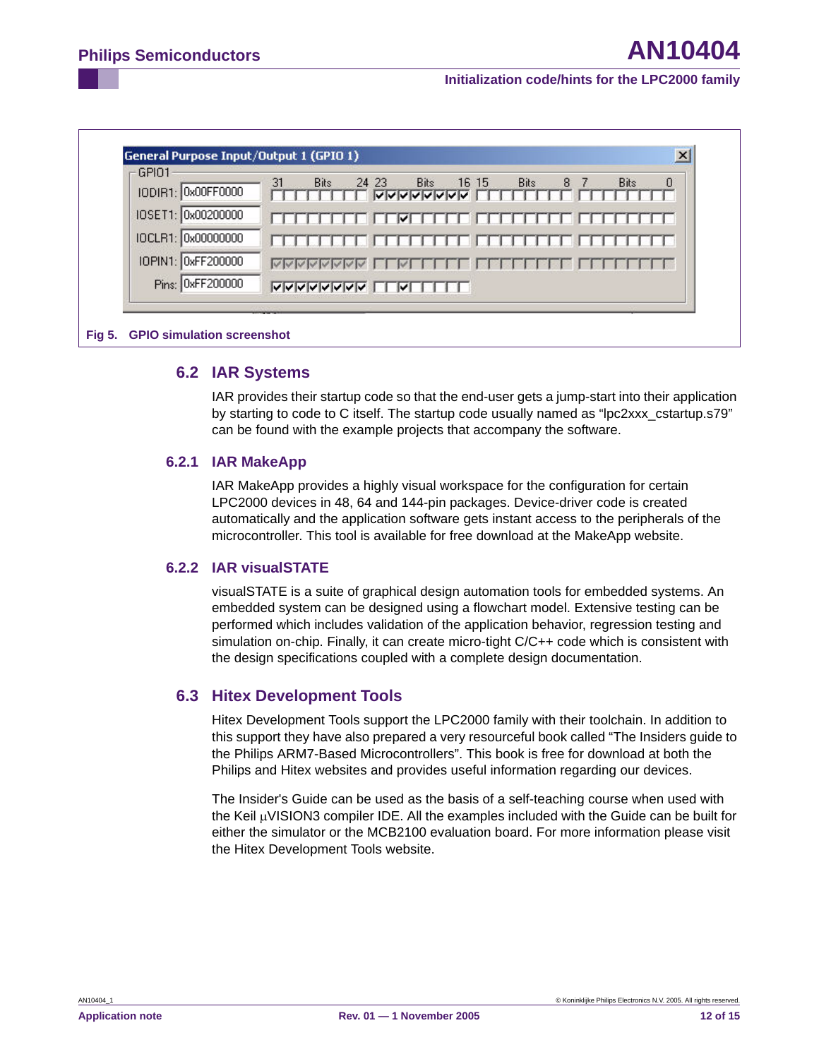Fig 5. GPIO simulation screenshot

### 6.2 IAR Systems

IAR provides their startup code so that the end-user gets a jump-start into their application by starting to code to C itself. The startup code usually named as “lpc2xxx_cstartup.s79” can be found with the example projects that accompany the software.

#### 6.2.1 IAR MakeApp

IAR MakeApp provides a highly visual workspace for the configuration for certain LPC2000 devices in 48, 64 and 144-pin packages. Device-driver code is created automatically and the application software gets instant access to the peripherals of the microcontroller. This tool is available for free download at the MakeApp website.

#### 6.2.2 IAR visualSTATE

visualSTATE is a suite of graphical design automation tools for embedded systems. An embedded system can be designed using a flowchart model. Extensive testing can be performed which includes validation of the application behavior, regression testing and simulation on-chip. Finally, it can create micro-tight C/C++ code which is consistent with the design specifications coupled with a complete design documentation.

### 6.3 Hitex Development Tools

Hitex Development Tools support the LPC2000 family with their toolchain. In addition to this support they have also prepared a very resourceful book called “The Insiders guide to the Philips ARM7-Based Microcontrollers”. This book is free for download at both the Philips and Hitex websites and provides useful information regarding our devices.

The Insider's Guide can be used as the basis of a self-teaching course when used with the Keil µVISION3 compiler IDE. All the examples included with the Guide can be built for either the simulator or the MCB2100 evaluation board. For more information please visit the Hitex Development Tools website.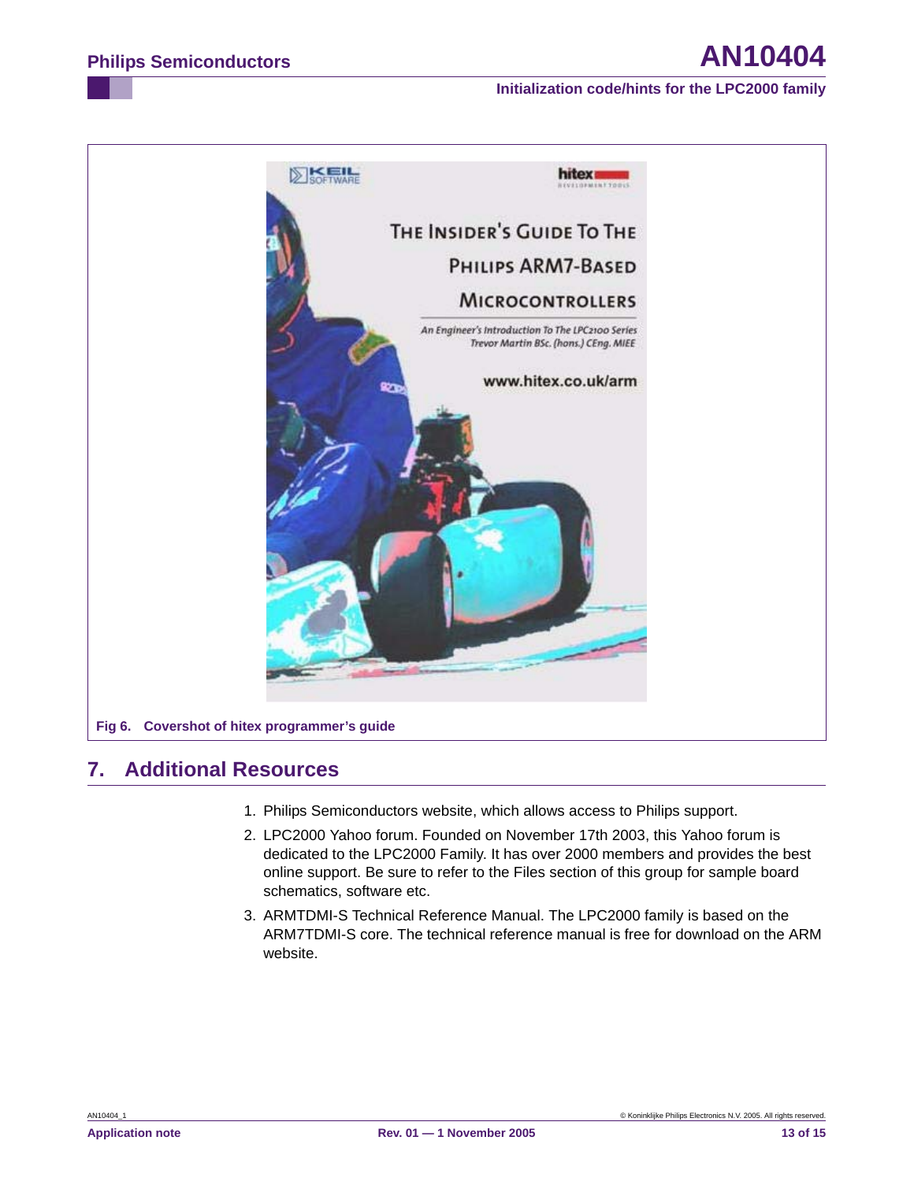Fig 6. Covershot of hitex programmer's guide

## 7. Additional Resources

1. Philips Semiconductors website, which allows access to Philips support.
2. LPC2000 Yahoo forum. Founded on November 17th 2003, this Yahoo forum is dedicated to the LPC2000 Family. It has over 2000 members and provides the best online support. Be sure to refer to the Files section of this group for sample board schematics, software etc.
3. ARMTDMI-S Technical Reference Manual. The LPC2000 family is based on the ARM7TDMI-S core. The technical reference manual is free for download on the ARM website.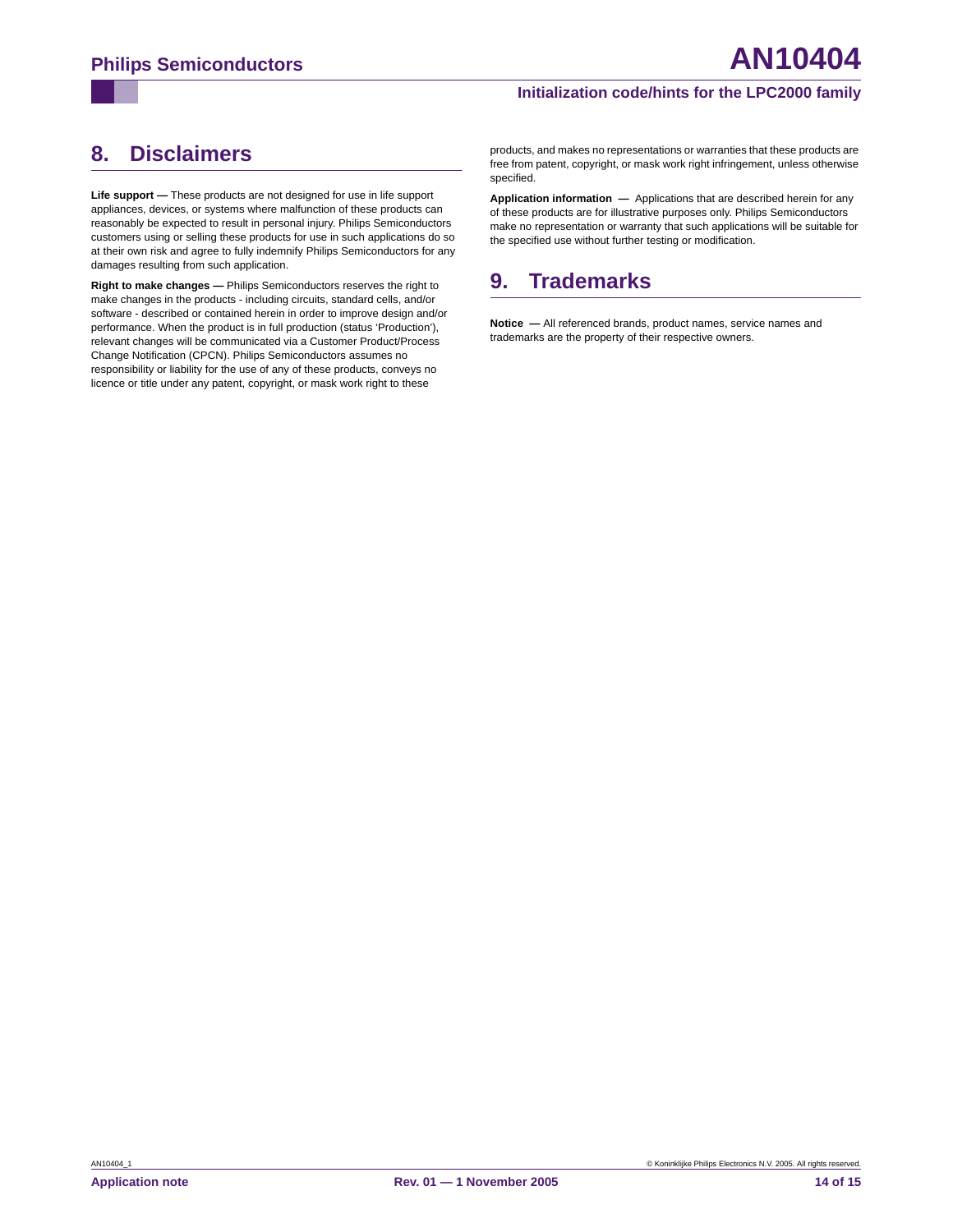## 8. Disclaimers

**Life support —** These products are not designed for use in life support appliances, devices, or systems where malfunction of these products can reasonably be expected to result in personal injury. Philips Semiconductors customers using or selling these products for use in such applications do so at their own risk and agree to fully indemnify Philips Semiconductors for any damages resulting from such application.

**Right to make changes —** Philips Semiconductors reserves the right to make changes in the products - including circuits, standard cells, and/or software - described or contained herein in order to improve design and/or performance. When the product is in full production (status 'Production'), relevant changes will be communicated via a Customer Product/Process Change Notification (CPCN). Philips Semiconductors assumes no responsibility or liability for the use of any of these products, conveys no licence or title under any patent, copyright, or mask work right to these products, and makes no representations or warranties that these products are free from patent, copyright, or mask work right infringement, unless otherwise specified.

**Application information —** Applications that are described herein for any of these products are for illustrative purposes only. Philips Semiconductors make no representation or warranty that such applications will be suitable for the specified use without further testing or modification.

## 9. Trademarks

**Notice —** All referenced brands, product names, service names and trademarks are the property of their respective owners.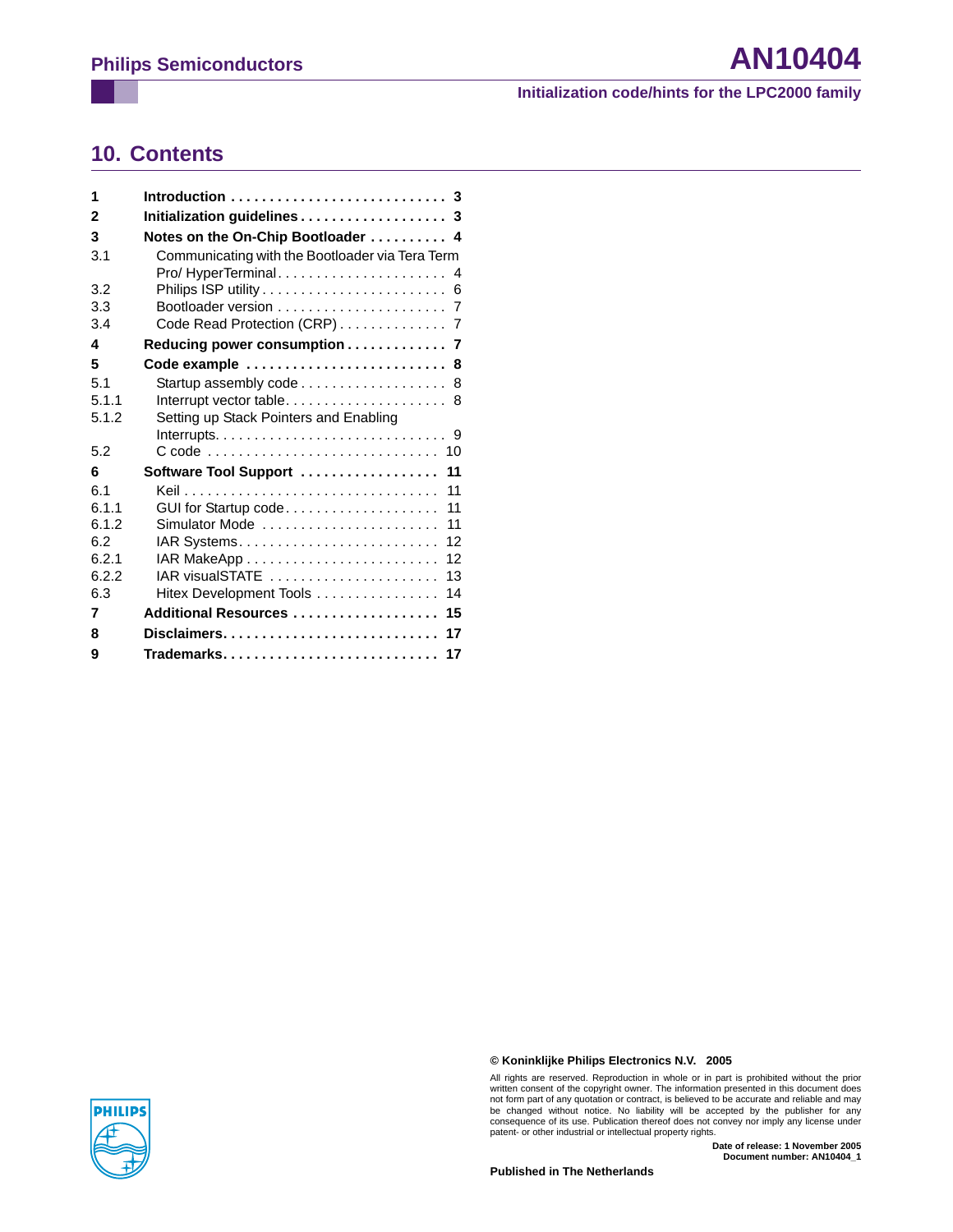## 10. Contents

| | | |
|---|---|---|
| **1** | **Introduction** | **3** |
| **2** | **Initialization guidelines** | **3** |
| **3** | **Notes on the On-Chip Bootloader** | **4** |
| 3.1 | Communicating with the Bootloader via Tera Term Pro/ HyperTerminal | 4 |
| 3.2 | Philips ISP utility | 6 |
| 3.3 | Bootloader version | 7 |
| 3.4 | Code Read Protection (CRP) | 7 |
| **4** | **Reducing power consumption** | **7** |
| **5** | **Code example** | **8** |
| 5.1 | Startup assembly code | 8 |
| 5.1.1 | Interrupt vector table | 8 |
| 5.1.2 | Setting up Stack Pointers and Enabling Interrupts | 9 |
| 5.2 | C code | 10 |
| **6** | **Software Tool Support** | **11** |
| 6.1 | Keil | 11 |
| 6.1.1 | GUI for Startup code | 11 |
| 6.1.2 | Simulator Mode | 11 |
| 6.2 | IAR Systems | 12 |
| 6.2.1 | IAR MakeApp | 12 |
| 6.2.2 | IAR visualSTATE | 13 |
| 6.3 | Hitex Development Tools | 14 |
| **7** | **Additional Resources** | **15** |
| **8** | **Disclaimers** | **17** |
| **9** | **Trademarks** | **17** |

**© Koninklijke Philips Electronics N.V. 2005**

All rights are reserved. Reproduction in whole or in part is prohibited without the prior written consent of the copyright owner. The information presented in this document does not form part of any quotation or contract, is believed to be accurate and reliable and may be changed without notice. No liability will be accepted by the publisher for any consequence of its use. Publication thereof does not convey nor imply any license under patent- or other industrial or intellectual property rights.

**Date of release: 1 November 2005**
**Document number: AN10404_1**

**Published in The Netherlands**